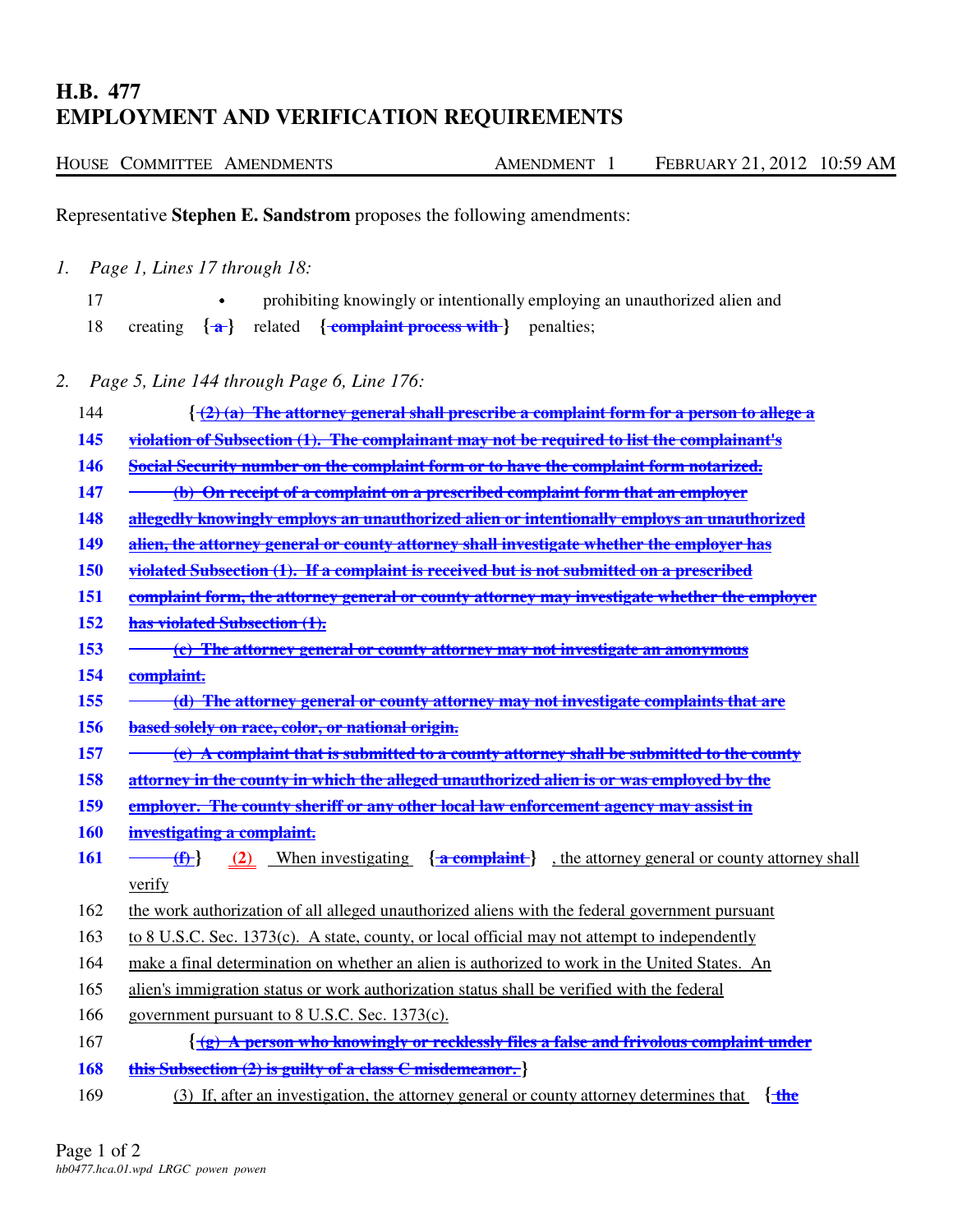# H.B. 477
# EMPLOYMENT AND VERIFICATION REQUIREMENTS

HOUSE COMMITTEE AMENDMENTS    AMENDMENT 1    FEBRUARY 21, 2012 10:59 AM

Representative **Stephen E. Sandstrom** proposes the following amendments:

*1. Page 1, Lines 17 through 18:*

17 • prohibiting knowingly or intentionally employing an unauthorized alien and

18 creating {~~a~~} related {~~complaint process with~~} penalties;

*2. Page 5, Line 144 through Page 6, Line 176:*

144 {~~(2) (a) The attorney general shall prescribe a complaint form for a person to allege a~~

145 ~~violation of Subsection (1). The complainant may not be required to list the complainant's~~

146 ~~Social Security number on the complaint form or to have the complaint form notarized.~~

147 ~~(b) On receipt of a complaint on a prescribed complaint form that an employer~~

148 ~~allegedly knowingly employs an unauthorized alien or intentionally employs an unauthorized~~

149 ~~alien, the attorney general or county attorney shall investigate whether the employer has~~

150 ~~violated Subsection (1). If a complaint is received but is not submitted on a prescribed~~

151 ~~complaint form, the attorney general or county attorney may investigate whether the employer~~

152 ~~has violated Subsection (1).~~

153 ~~(c) The attorney general or county attorney may not investigate an anonymous~~

154 ~~complaint.~~

155 ~~(d) The attorney general or county attorney may not investigate complaints that are~~

156 ~~based solely on race, color, or national origin.~~

157 ~~(e) A complaint that is submitted to a county attorney shall be submitted to the county~~

158 ~~attorney in the county in which the alleged unauthorized alien is or was employed by the~~

159 ~~employer. The county sheriff or any other local law enforcement agency may assist in~~

160 ~~investigating a complaint.~~

161 ~~(f)~~} (2) When investigating {~~a complaint~~} , the attorney general or county attorney shall verify

162 the work authorization of all alleged unauthorized aliens with the federal government pursuant

163 to 8 U.S.C. Sec. 1373(c). A state, county, or local official may not attempt to independently

164 make a final determination on whether an alien is authorized to work in the United States. An

165 alien's immigration status or work authorization status shall be verified with the federal

166 government pursuant to 8 U.S.C. Sec. 1373(c).

167 {~~(g) A person who knowingly or recklessly files a false and frivolous complaint under~~

168 ~~this Subsection (2) is guilty of a class C misdemeanor.~~}

169 (3) If, after an investigation, the attorney general or county attorney determines that {~~the~~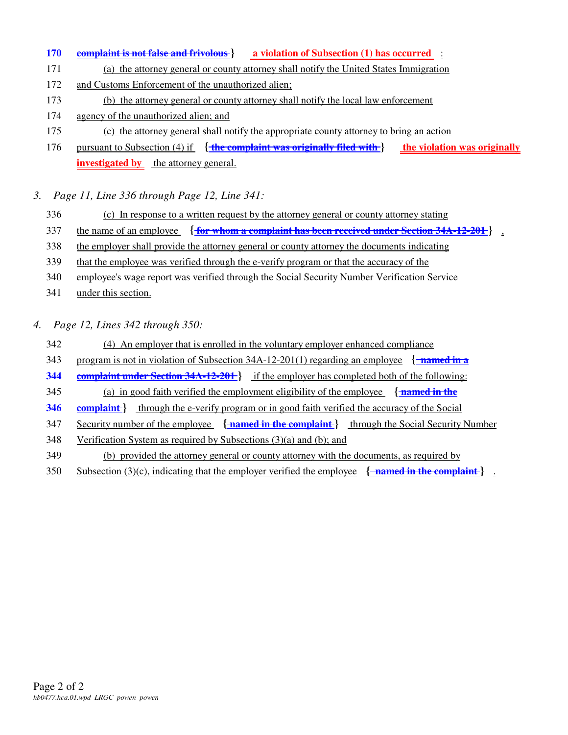170 ~~complaint is not false and frivolous~~ } **a violation of Subsection (1) has occurred** :

171 (a) the attorney general or county attorney shall notify the United States Immigration

172 and Customs Enforcement of the unauthorized alien;

173 (b) the attorney general or county attorney shall notify the local law enforcement

174 agency of the unauthorized alien; and

175 (c) the attorney general shall notify the appropriate county attorney to bring an action

176 pursuant to Subsection (4) if {~~the complaint was originally filed with~~} **the violation was originally investigated by** the attorney general.

*3. Page 11, Line 336 through Page 12, Line 341:*

336 (c) In response to a written request by the attorney general or county attorney stating

337 the name of an employee {~~for whom a complaint has been received under Section 34A-12-201~~} ,

338 the employer shall provide the attorney general or county attorney the documents indicating

339 that the employee was verified through the e-verify program or that the accuracy of the

340 employee's wage report was verified through the Social Security Number Verification Service

341 under this section.

*4. Page 12, Lines 342 through 350:*

342 (4) An employer that is enrolled in the voluntary employer enhanced compliance

343 program is not in violation of Subsection 34A-12-201(1) regarding an employee {~~named in a~~

344 ~~complaint under Section 34A-12-201~~} if the employer has completed both of the following:

345 (a) in good faith verified the employment eligibility of the employee {~~named in the~~

346 ~~complaint~~} through the e-verify program or in good faith verified the accuracy of the Social

347 Security number of the employee {~~named in the complaint~~} through the Social Security Number

348 Verification System as required by Subsections (3)(a) and (b); and

349 (b) provided the attorney general or county attorney with the documents, as required by

350 Subsection (3)(c), indicating that the employer verified the employee {~~named in the complaint~~} .